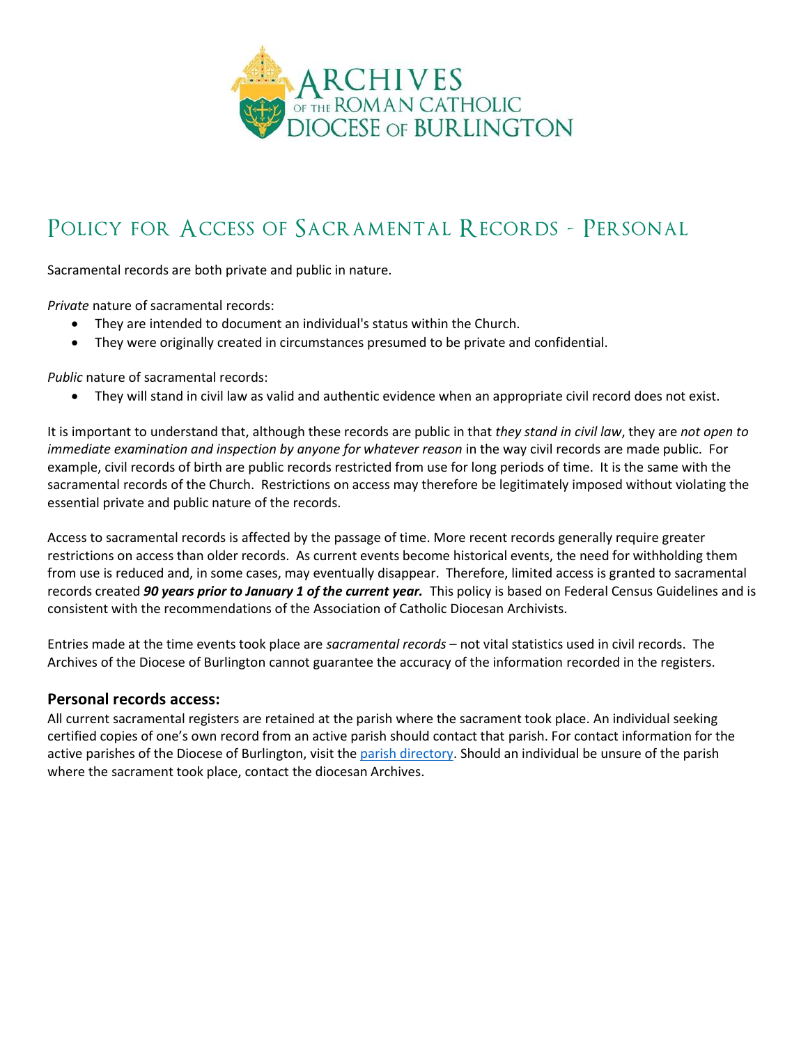# Policy for Access of Sacramental Records - Personal

Sacramental records are both private and public in nature.

*Private* nature of sacramental records:

- They are intended to document an individual's status within the Church.
- They were originally created in circumstances presumed to be private and confidential.

*Public* nature of sacramental records:

- They will stand in civil law as valid and authentic evidence when an appropriate civil record does not exist.

It is important to understand that, although these records are public in that *they stand in civil law*, they are *not open to immediate examination and inspection by anyone for whatever reason* in the way civil records are made public. For example, civil records of birth are public records restricted from use for long periods of time. It is the same with the sacramental records of the Church. Restrictions on access may therefore be legitimately imposed without violating the essential private and public nature of the records.

Access to sacramental records is affected by the passage of time. More recent records generally require greater restrictions on access than older records. As current events become historical events, the need for withholding them from use is reduced and, in some cases, may eventually disappear. Therefore, limited access is granted to sacramental records created ***90 years prior to January 1 of the current year.*** This policy is based on Federal Census Guidelines and is consistent with the recommendations of the Association of Catholic Diocesan Archivists.

Entries made at the time events took place are *sacramental records* – not vital statistics used in civil records. The Archives of the Diocese of Burlington cannot guarantee the accuracy of the information recorded in the registers.

### Personal records access:

All current sacramental registers are retained at the parish where the sacrament took place. An individual seeking certified copies of one's own record from an active parish should contact that parish. For contact information for the active parishes of the Diocese of Burlington, visit the parish directory. Should an individual be unsure of the parish where the sacrament took place, contact the diocesan Archives.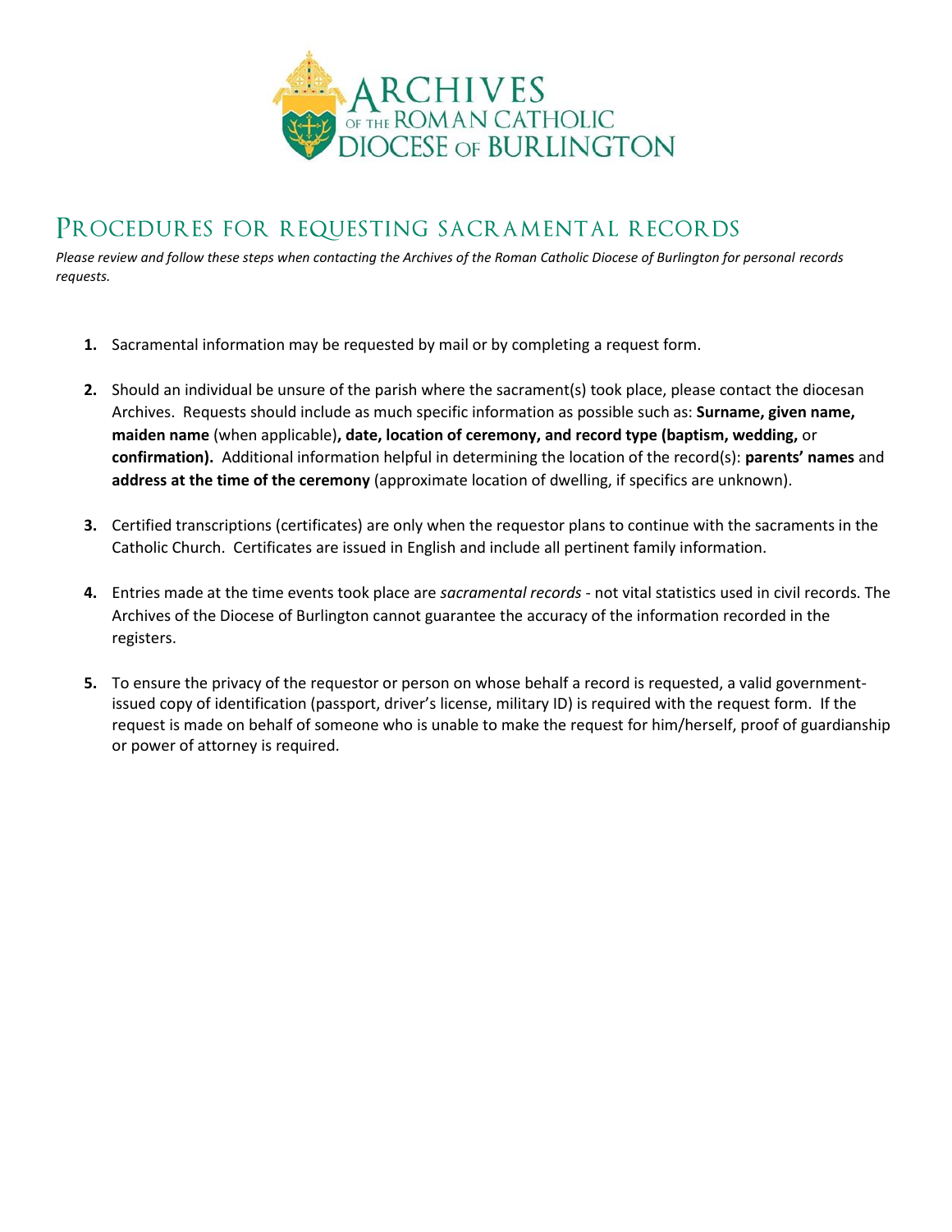# Archives of the Roman Catholic Diocese of Burlington

## Procedures for requesting sacramental records

*Please review and follow these steps when contacting the Archives of the Roman Catholic Diocese of Burlington for personal records requests.*

1. Sacramental information may be requested by mail or by completing a request form.

2. Should an individual be unsure of the parish where the sacrament(s) took place, please contact the diocesan Archives. Requests should include as much specific information as possible such as: **Surname, given name, maiden name** (when applicable)**, date, location of ceremony, and record type (baptism, wedding,** or **confirmation).** Additional information helpful in determining the location of the record(s): **parents' names** and **address at the time of the ceremony** (approximate location of dwelling, if specifics are unknown).

3. Certified transcriptions (certificates) are only when the requestor plans to continue with the sacraments in the Catholic Church. Certificates are issued in English and include all pertinent family information.

4. Entries made at the time events took place are *sacramental records* - not vital statistics used in civil records. The Archives of the Diocese of Burlington cannot guarantee the accuracy of the information recorded in the registers.

5. To ensure the privacy of the requestor or person on whose behalf a record is requested, a valid government-issued copy of identification (passport, driver's license, military ID) is required with the request form. If the request is made on behalf of someone who is unable to make the request for him/herself, proof of guardianship or power of attorney is required.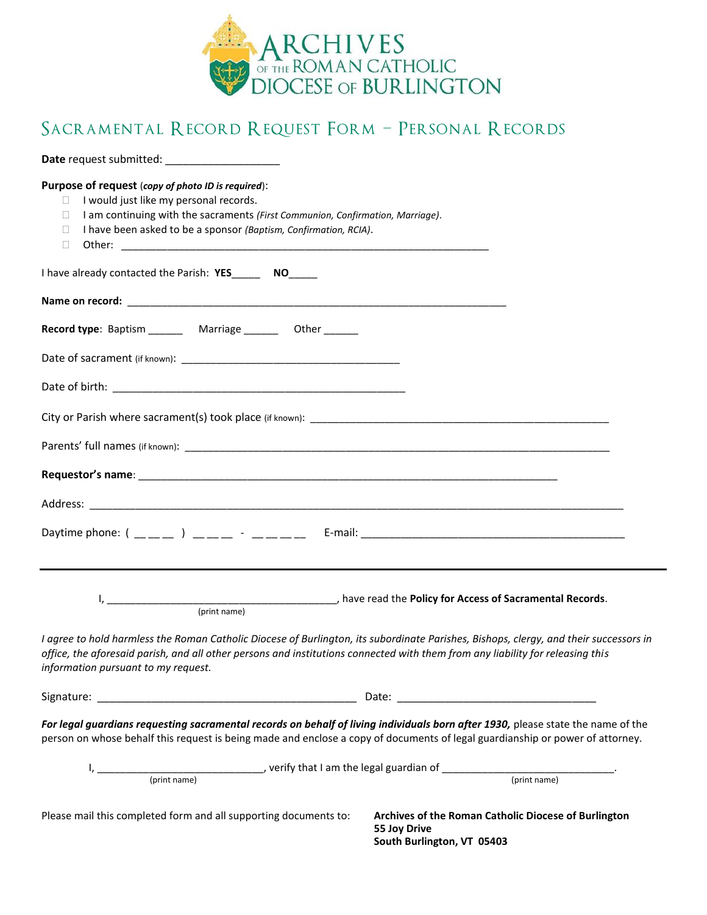# ARCHIVES OF THE ROMAN CATHOLIC DIOCESE OF BURLINGTON

## SACRAMENTAL RECORD REQUEST FORM – PERSONAL RECORDS

**Date** request submitted: ___________________

**Purpose of request** (***copy of photo ID is required***):

- ☐ I would just like my personal records.
- ☐ I am continuing with the sacraments *(First Communion, Confirmation, Marriage)*.
- ☐ I have been asked to be a sponsor *(Baptism, Confirmation, RCIA)*.
- ☐ Other: _______________________________________________________________

I have already contacted the Parish: **YES**_____ **NO**_____

**Name on record:** _______________________________________________________________

**Record type**: Baptism ______ Marriage ______ Other ______

Date of sacrament (if known): ____________________________________

Date of birth: _________________________________________________

City or Parish where sacrament(s) took place (if known): ____________________________________________________

Parents' full names (if known): _______________________________________________________________________

**Requestor's name**: ______________________________________________________________________

Address: _________________________________________________________________________________________

Daytime phone: ( __ __ __ ) __ __ __ - __ __ __ __ E-mail: _____________________________________________

---

I, ________________________________________, have read the **Policy for Access of Sacramental Records**.
(print name)

*I agree to hold harmless the Roman Catholic Diocese of Burlington, its subordinate Parishes, Bishops, clergy, and their successors in office, the aforesaid parish, and all other persons and institutions connected with them from any liability for releasing this information pursuant to my request.*

Signature: ___________________________________________ Date: _________________________________

***For legal guardians requesting sacramental records on behalf of living individuals born after 1930,*** please state the name of the person on whose behalf this request is being made and enclose a copy of documents of legal guardianship or power of attorney.

I, ____________________________, verify that I am the legal guardian of ______________________________.
(print name) (print name)

Please mail this completed form and all supporting documents to:

**Archives of the Roman Catholic Diocese of Burlington**
**55 Joy Drive**
**South Burlington, VT 05403**